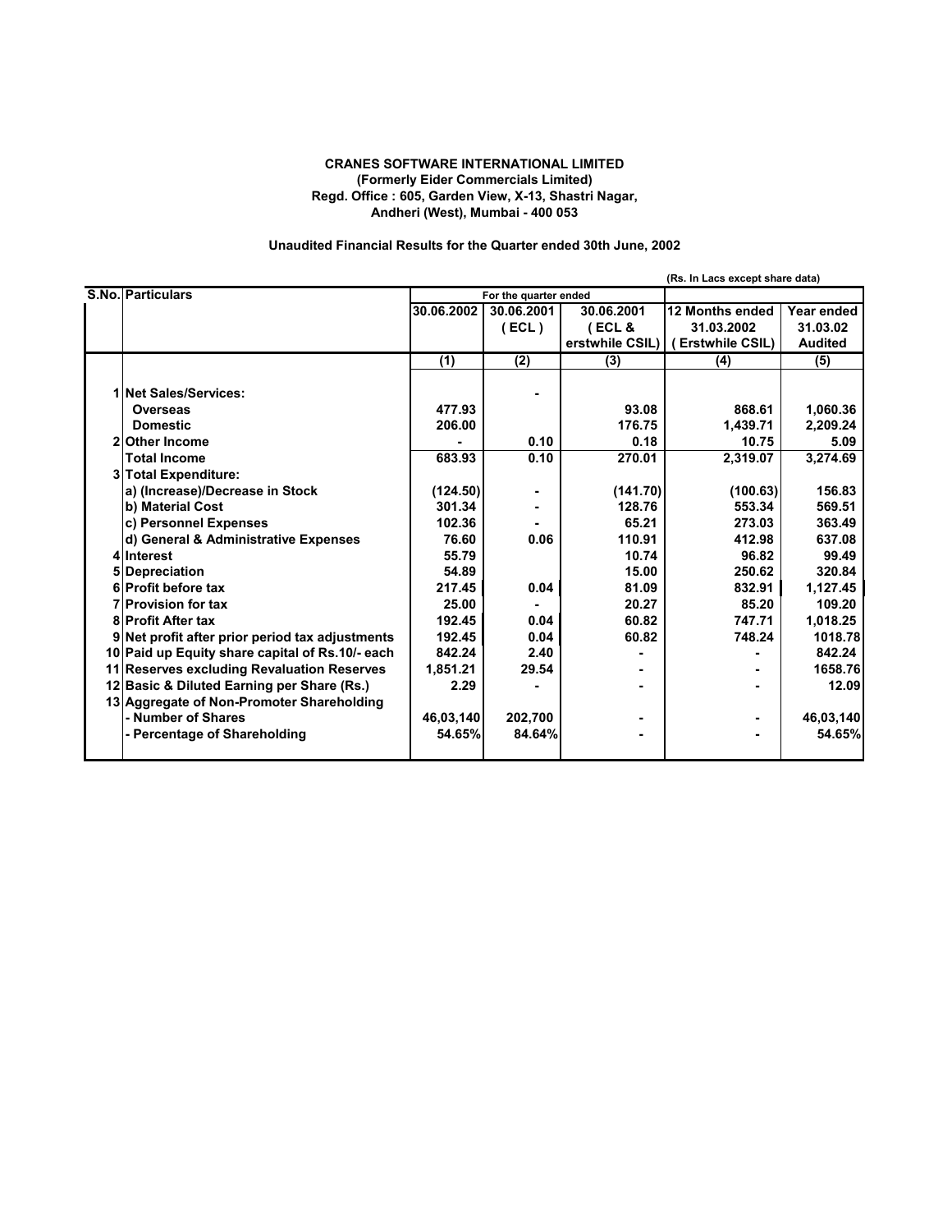**CRANES SOFTWARE INTERNATIONAL LIMITED**
**(Formerly Eider Commercials Limited)**
**Regd. Office : 605, Garden View, X-13, Shastri Nagar,**
**Andheri (West), Mumbai - 400 053**

**Unaudited Financial Results for the Quarter ended 30th June, 2002**

(Rs. In Lacs except share data)

| S.No. | Particulars | For the quarter ended | | | | |
|---|---|---|---|---|---|---|
| | | 30.06.2002 | 30.06.2001 ( ECL ) | 30.06.2001 ( ECL & erstwhile CSIL) | 12 Months ended 31.03.2002 ( Erstwhile CSIL) | Year ended 31.03.02 Audited |
| | | (1) | (2) | (3) | (4) | (5) |
| 1 | **Net Sales/Services:** | | - | | | |
| | **Overseas** | 477.93 | | 93.08 | 868.61 | 1,060.36 |
| | **Domestic** | 206.00 | | 176.75 | 1,439.71 | 2,209.24 |
| 2 | **Other Income** | - | 0.10 | 0.18 | 10.75 | 5.09 |
| | **Total Income** | 683.93 | 0.10 | 270.01 | 2,319.07 | 3,274.69 |
| 3 | **Total Expenditure:** | | | | | |
| | a) (Increase)/Decrease in Stock | (124.50) | - | (141.70) | (100.63) | 156.83 |
| | b) Material Cost | 301.34 | - | 128.76 | 553.34 | 569.51 |
| | c) Personnel Expenses | 102.36 | - | 65.21 | 273.03 | 363.49 |
| | d) General & Administrative Expenses | 76.60 | 0.06 | 110.91 | 412.98 | 637.08 |
| 4 | Interest | 55.79 | | 10.74 | 96.82 | 99.49 |
| 5 | Depreciation | 54.89 | | 15.00 | 250.62 | 320.84 |
| 6 | Profit before tax | 217.45 | 0.04 | 81.09 | 832.91 | 1,127.45 |
| 7 | Provision for tax | 25.00 | - | 20.27 | 85.20 | 109.20 |
| 8 | Profit After tax | 192.45 | 0.04 | 60.82 | 747.71 | 1,018.25 |
| 9 | Net profit after prior period tax adjustments | 192.45 | 0.04 | 60.82 | 748.24 | 1018.78 |
| 10 | Paid up Equity share capital of Rs.10/- each | 842.24 | 2.40 | - | - | 842.24 |
| 11 | Reserves excluding Revaluation Reserves | 1,851.21 | 29.54 | - | - | 1658.76 |
| 12 | Basic & Diluted Earning per Share (Rs.) | 2.29 | - | - | - | 12.09 |
| 13 | Aggregate of Non-Promoter Shareholding | | | | | |
| | - Number of Shares | 46,03,140 | 202,700 | - | - | 46,03,140 |
| | - Percentage of Shareholding | 54.65% | 84.64% | - | - | 54.65% |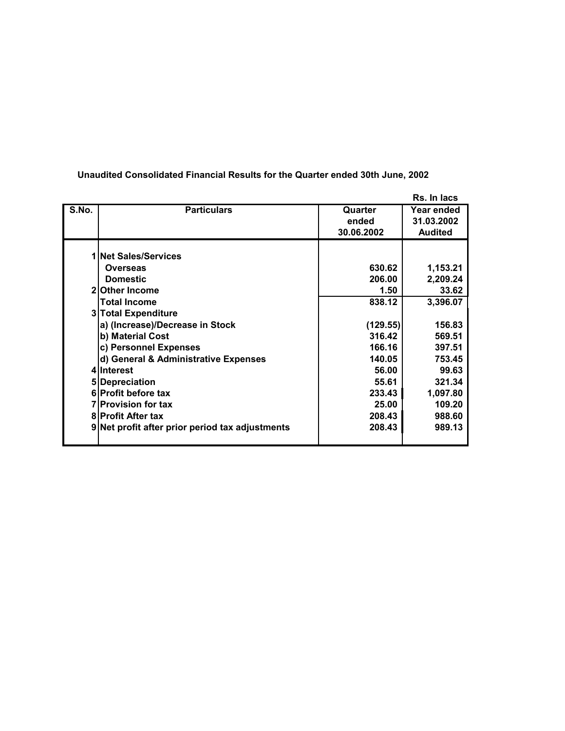**Unaudited Consolidated Financial Results for the Quarter ended 30th June, 2002**

Rs. In lacs

| S.No. | Particulars | Quarter ended 30.06.2002 | Year ended 31.03.2002 Audited |
|---|---|---|---|
| 1 | **Net Sales/Services** | | |
| | Overseas | 630.62 | 1,153.21 |
| | Domestic | 206.00 | 2,209.24 |
| 2 | **Other Income** | 1.50 | 33.62 |
| | **Total Income** | 838.12 | 3,396.07 |
| 3 | **Total Expenditure** | | |
| | a) (Increase)/Decrease in Stock | (129.55) | 156.83 |
| | b) Material Cost | 316.42 | 569.51 |
| | c) Personnel Expenses | 166.16 | 397.51 |
| | d) General & Administrative Expenses | 140.05 | 753.45 |
| 4 | **Interest** | 56.00 | 99.63 |
| 5 | **Depreciation** | 55.61 | 321.34 |
| 6 | **Profit before tax** | 233.43 | 1,097.80 |
| 7 | **Provision for tax** | 25.00 | 109.20 |
| 8 | **Profit After tax** | 208.43 | 988.60 |
| 9 | **Net profit after prior period tax adjustments** | 208.43 | 989.13 |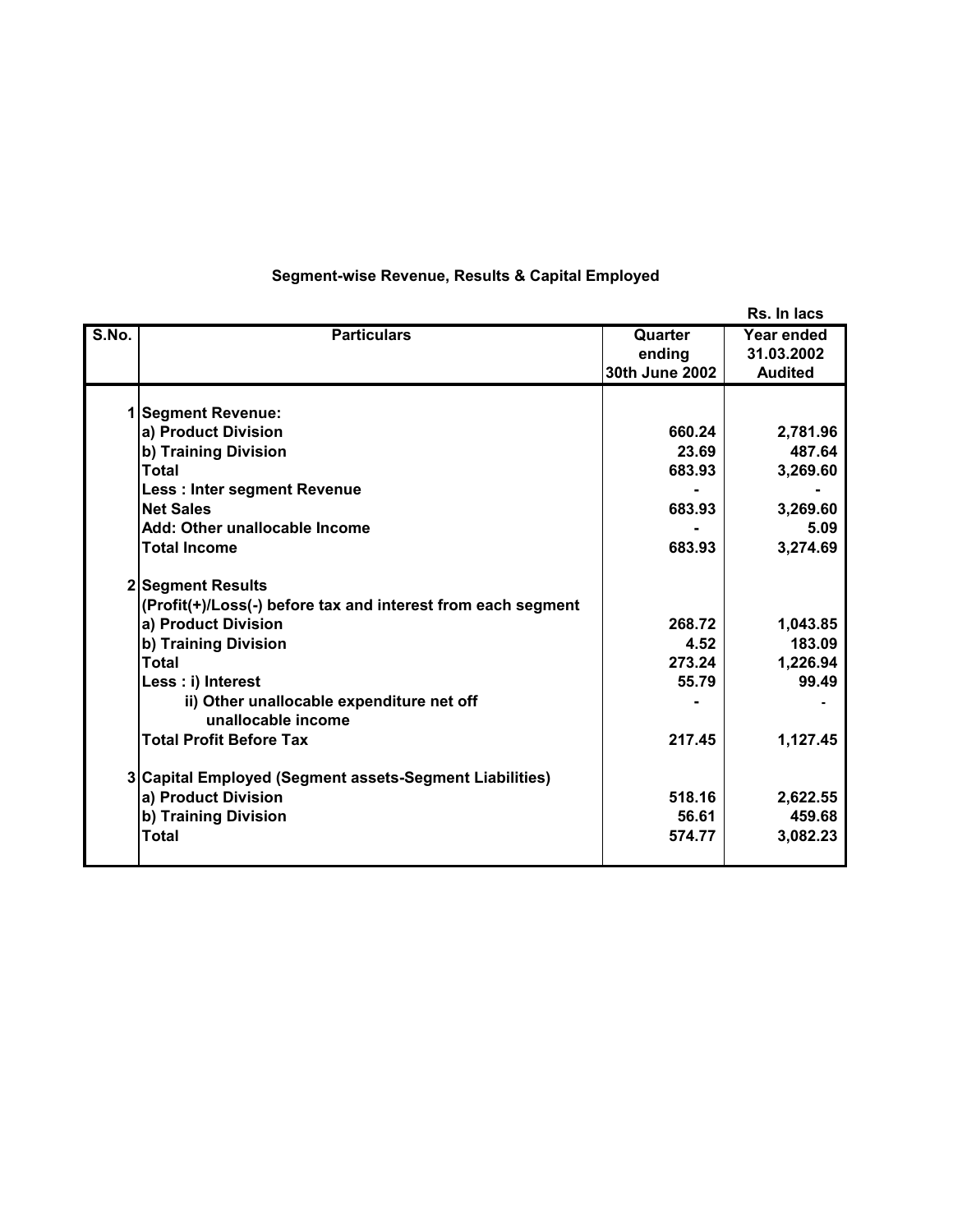## Segment-wise Revenue, Results & Capital Employed

Rs. In lacs

| S.No. | Particulars | Quarter ending 30th June 2002 | Year ended 31.03.2002 Audited |
|---|---|---|---|
| 1 | **Segment Revenue:** | | |
| | a) Product Division | 660.24 | 2,781.96 |
| | b) Training Division | 23.69 | 487.64 |
| | Total | 683.93 | 3,269.60 |
| | Less : Inter segment Revenue | - | - |
| | Net Sales | 683.93 | 3,269.60 |
| | Add: Other unallocable Income | - | 5.09 |
| | Total Income | 683.93 | 3,274.69 |
| 2 | **Segment Results** | | |
| | (Profit(+)/Loss(-) before tax and interest from each segment | | |
| | a) Product Division | 268.72 | 1,043.85 |
| | b) Training Division | 4.52 | 183.09 |
| | Total | 273.24 | 1,226.94 |
| | Less : i) Interest | 55.79 | 99.49 |
| | ii) Other unallocable expenditure net off unallocable income | - | - |
| | Total Profit Before Tax | 217.45 | 1,127.45 |
| 3 | **Capital Employed (Segment assets-Segment Liabilities)** | | |
| | a) Product Division | 518.16 | 2,622.55 |
| | b) Training Division | 56.61 | 459.68 |
| | Total | 574.77 | 3,082.23 |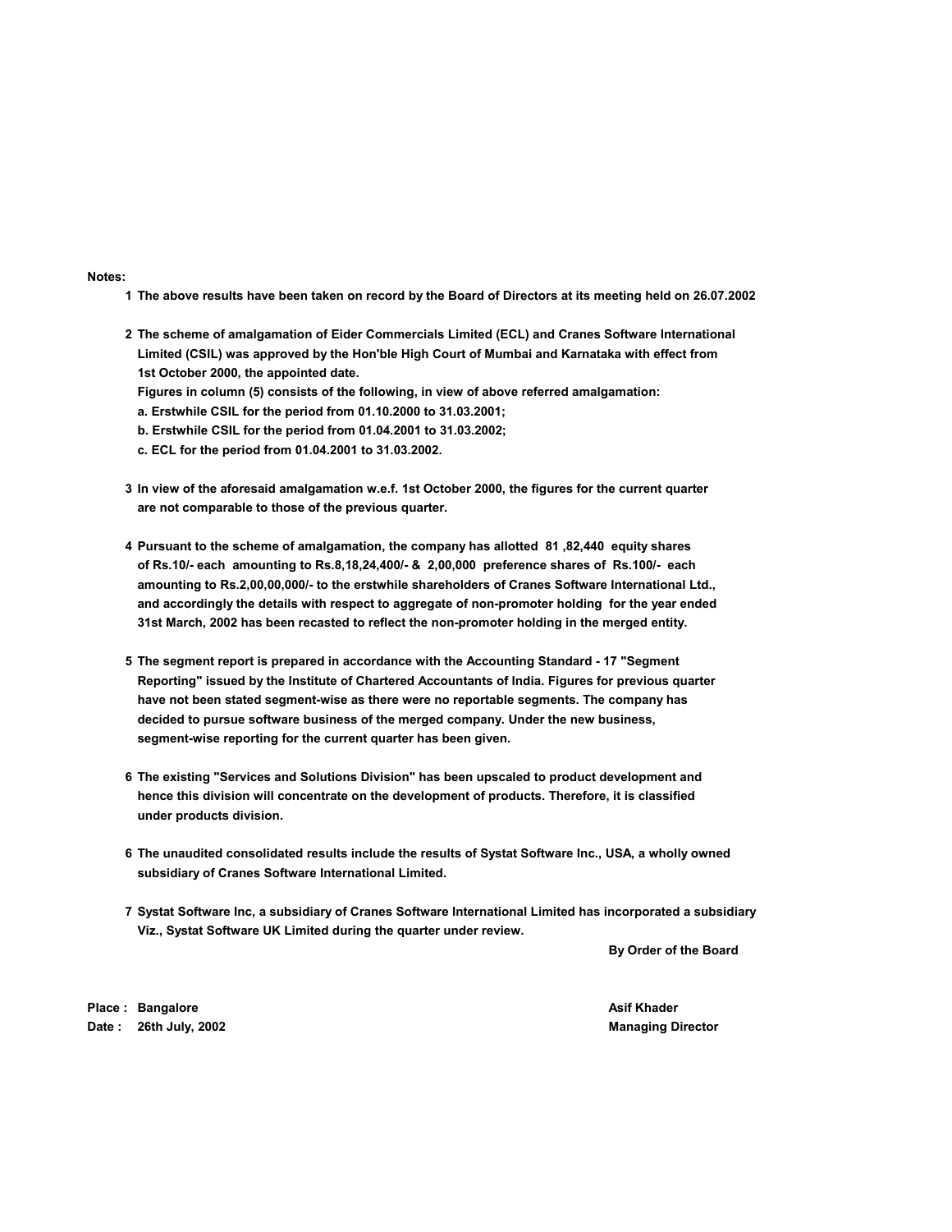**Notes:**

1. The above results have been taken on record by the Board of Directors at its meeting held on 26.07.2002

2. The scheme of amalgamation of Eider Commercials Limited (ECL) and Cranes Software International Limited (CSIL) was approved by the Hon'ble High Court of Mumbai and Karnataka with effect from 1st October 2000, the appointed date.
   Figures in column (5) consists of the following, in view of above referred amalgamation:
   a. Erstwhile CSIL for the period from 01.10.2000 to 31.03.2001;
   b. Erstwhile CSIL for the period from 01.04.2001 to 31.03.2002;
   c. ECL for the period from 01.04.2001 to 31.03.2002.

3. In view of the aforesaid amalgamation w.e.f. 1st October 2000, the figures for the current quarter are not comparable to those of the previous quarter.

4. Pursuant to the scheme of amalgamation, the company has allotted 81 ,82,440 equity shares of Rs.10/- each amounting to Rs.8,18,24,400/- & 2,00,000 preference shares of Rs.100/- each amounting to Rs.2,00,00,000/- to the erstwhile shareholders of Cranes Software International Ltd., and accordingly the details with respect to aggregate of non-promoter holding for the year ended 31st March, 2002 has been recasted to reflect the non-promoter holding in the merged entity.

5. The segment report is prepared in accordance with the Accounting Standard - 17 "Segment Reporting" issued by the Institute of Chartered Accountants of India. Figures for previous quarter have not been stated segment-wise as there were no reportable segments. The company has decided to pursue software business of the merged company. Under the new business, segment-wise reporting for the current quarter has been given.

6. The existing "Services and Solutions Division" has been upscaled to product development and hence this division will concentrate on the development of products. Therefore, it is classified under products division.

6. The unaudited consolidated results include the results of Systat Software Inc., USA, a wholly owned subsidiary of Cranes Software International Limited.

7. Systat Software Inc, a subsidiary of Cranes Software International Limited has incorporated a subsidiary Viz., Systat Software UK Limited during the quarter under review.

By Order of the Board

Place : Bangalore
Date : 26th July, 2002

Asif Khader
Managing Director